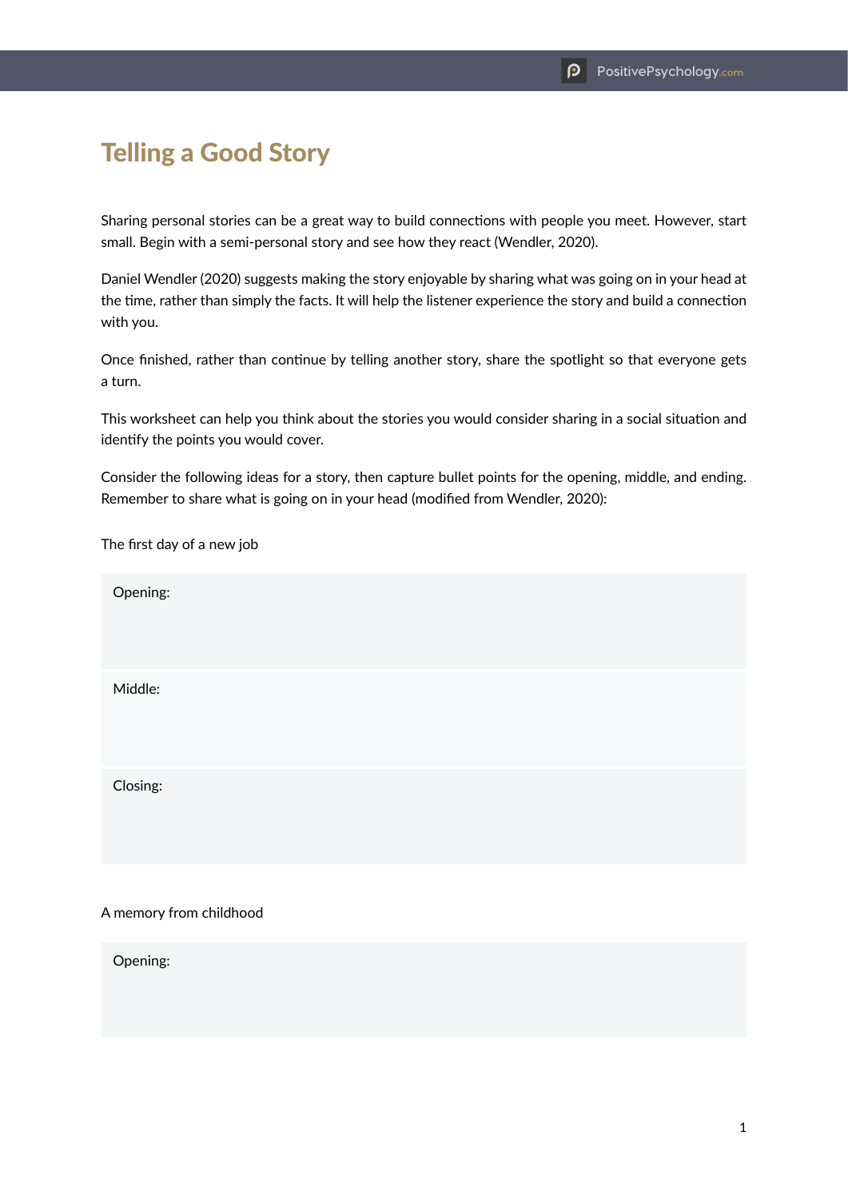# Telling a Good Story

Sharing personal stories can be a great way to build connections with people you meet. However, start small. Begin with a semi-personal story and see how they react (Wendler, 2020).

Daniel Wendler (2020) suggests making the story enjoyable by sharing what was going on in your head at the time, rather than simply the facts. It will help the listener experience the story and build a connection with you.

Once finished, rather than continue by telling another story, share the spotlight so that everyone gets a turn.

This worksheet can help you think about the stories you would consider sharing in a social situation and identify the points you would cover.

Consider the following ideas for a story, then capture bullet points for the opening, middle, and ending. Remember to share what is going on in your head (modified from Wendler, 2020):

The first day of a new job

Opening:

Middle:

Closing:

A memory from childhood

Opening: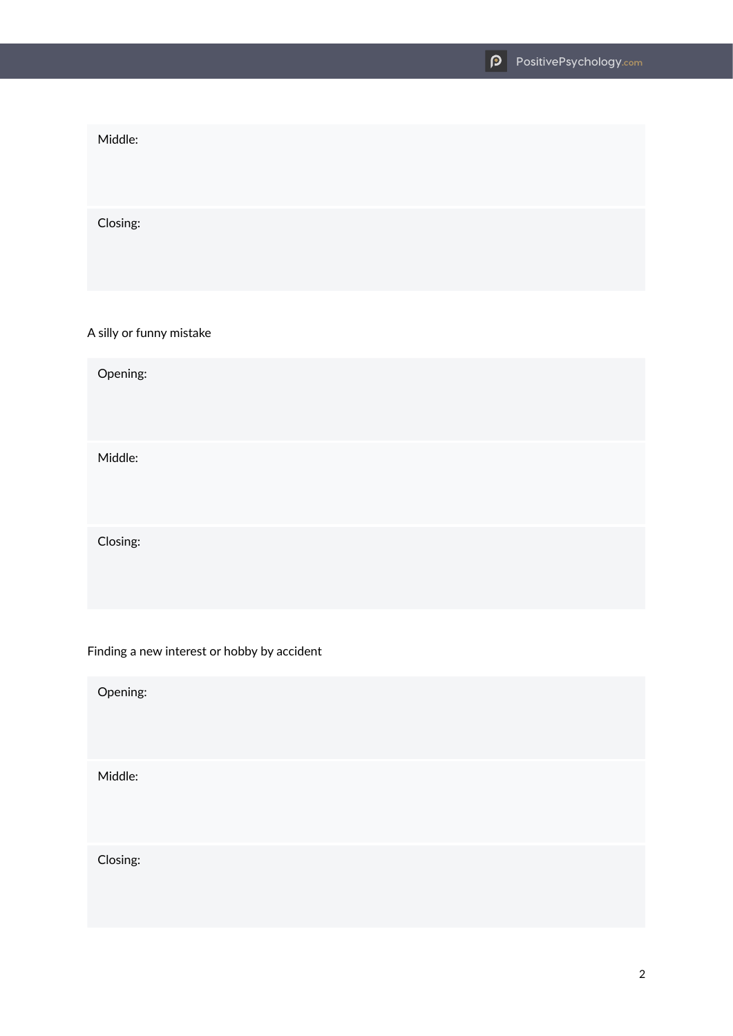Middle:

Closing:

A silly or funny mistake

Opening:

Middle:

Closing:

Finding a new interest or hobby by accident

Opening:

Middle:

Closing: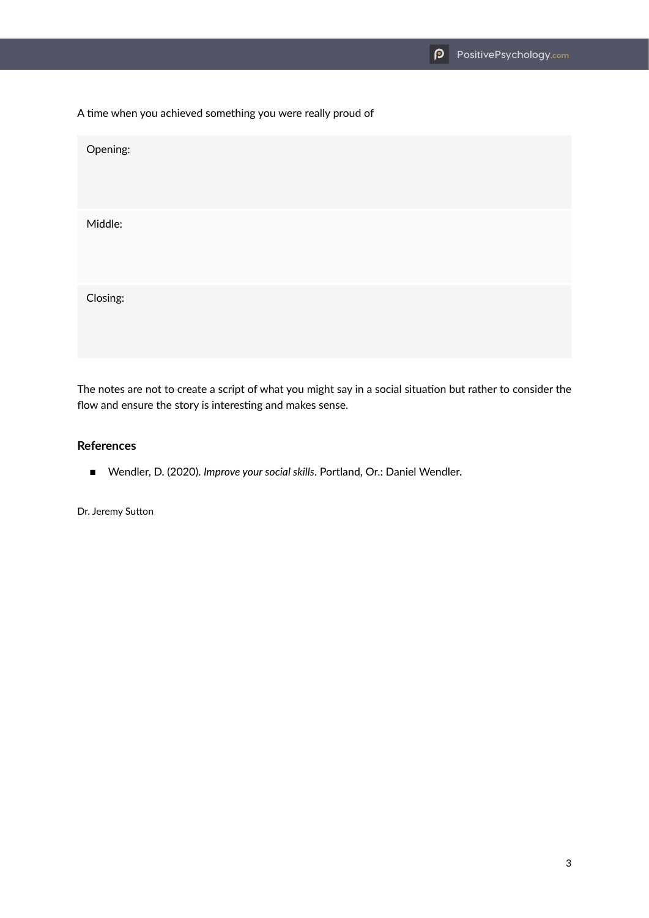A time when you achieved something you were really proud of

| |
|---|
| Opening: |
| Middle: |
| Closing: |

The notes are not to create a script of what you might say in a social situation but rather to consider the flow and ensure the story is interesting and makes sense.

### References

- Wendler, D. (2020). *Improve your social skills*. Portland, Or.: Daniel Wendler.

Dr. Jeremy Sutton